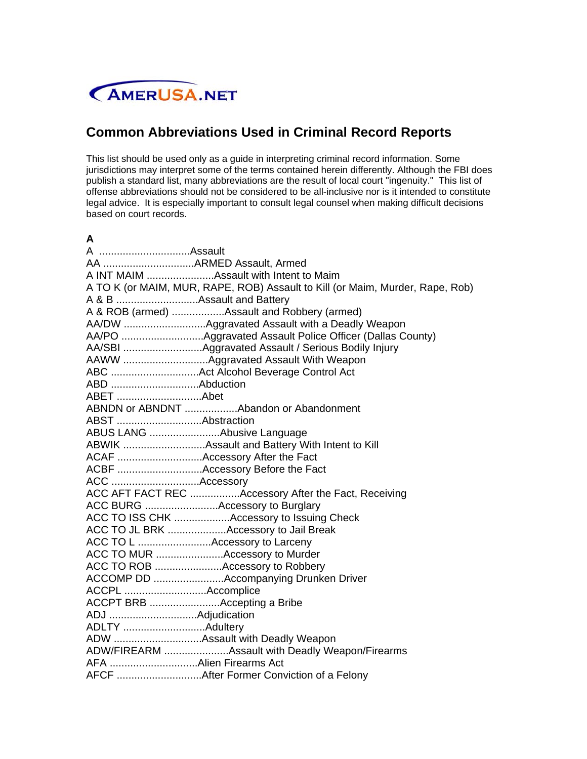AMERUSA.NET

# Common Abbreviations Used in Criminal Record Reports

This list should be used only as a guide in interpreting criminal record information. Some jurisdictions may interpret some of the terms contained herein differently. Although the FBI does publish a standard list, many abbreviations are the result of local court "ingenuity." This list of offense abbreviations should not be considered to be all-inclusive nor is it intended to constitute legal advice. It is especially important to consult legal counsel when making difficult decisions based on court records.

**A**

A ...............................Assault
AA ...............................ARMED Assault, Armed
A INT MAIM .......................Assault with Intent to Maim
A TO K (or MAIM, MUR, RAPE, ROB) Assault to Kill (or Maim, Murder, Rape, Rob)
A & B ............................Assault and Battery
A & ROB (armed) ..................Assault and Robbery (armed)
AA/DW ............................Aggravated Assault with a Deadly Weapon
AA/PO ............................Aggravated Assault Police Officer (Dallas County)
AA/SBI ...........................Aggravated Assault / Serious Bodily Injury
AAWW .............................Aggravated Assault With Weapon
ABC ..............................Act Alcohol Beverage Control Act
ABD ..............................Abduction
ABET .............................Abet
ABNDN or ABNDNT ..................Abandon or Abandonment
ABST .............................Abstraction
ABUS LANG ........................Abusive Language
ABWIK ............................Assault and Battery With Intent to Kill
ACAF .............................Accessory After the Fact
ACBF .............................Accessory Before the Fact
ACC ..............................Accessory
ACC AFT FACT REC .................Accessory After the Fact, Receiving
ACC BURG .........................Accessory to Burglary
ACC TO ISS CHK ...................Accessory to Issuing Check
ACC TO JL BRK ....................Accessory to Jail Break
ACC TO L .........................Accessory to Larceny
ACC TO MUR .......................Accessory to Murder
ACC TO ROB .......................Accessory to Robbery
ACCOMP DD ........................Accompanying Drunken Driver
ACCPL ............................Accomplice
ACCPT BRB ........................Accepting a Bribe
ADJ ..............................Adjudication
ADLTY ............................Adultery
ADW ..............................Assault with Deadly Weapon
ADW/FIREARM ......................Assault with Deadly Weapon/Firearms
AFA ..............................Alien Firearms Act
AFCF .............................After Former Conviction of a Felony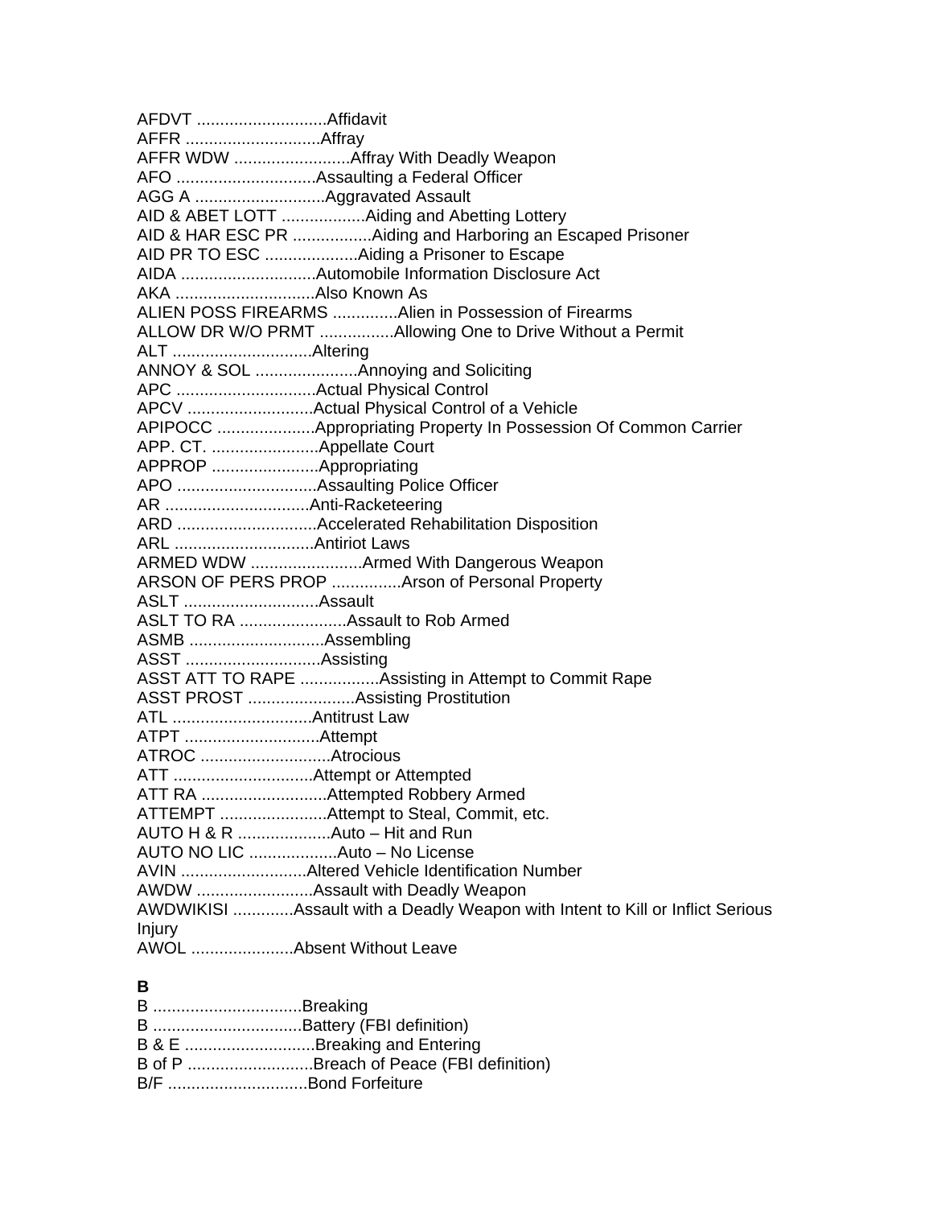AFDVT ............................Affidavit  
AFFR .............................Affray  
AFFR WDW .........................Affray With Deadly Weapon  
AFO ..............................Assaulting a Federal Officer  
AGG A ............................Aggravated Assault  
AID & ABET LOTT ..................Aiding and Abetting Lottery  
AID & HAR ESC PR .................Aiding and Harboring an Escaped Prisoner  
AID PR TO ESC ....................Aiding a Prisoner to Escape  
AIDA .............................Automobile Information Disclosure Act  
AKA ..............................Also Known As  
ALIEN POSS FIREARMS ..............Alien in Possession of Firearms  
ALLOW DR W/O PRMT ................Allowing One to Drive Without a Permit  
ALT ..............................Altering  
ANNOY & SOL ......................Annoying and Soliciting  
APC ..............................Actual Physical Control  
APCV .............................Actual Physical Control of a Vehicle  
APIPOCC ..........................Appropriating Property In Possession Of Common Carrier  
APP. CT. .........................Appellate Court  
APPROP ...........................Appropriating  
APO ..............................Assaulting Police Officer  
AR ...............................Anti-Racketeering  
ARD ..............................Accelerated Rehabilitation Disposition  
ARL ..............................Antiriot Laws  
ARMED WDW ........................Armed With Dangerous Weapon  
ARSON OF PERS PROP ...............Arson of Personal Property  
ASLT .............................Assault  
ASLT TO RA .......................Assault to Rob Armed  
ASMB .............................Assembling  
ASST .............................Assisting  
ASST ATT TO RAPE .................Assisting in Attempt to Commit Rape  
ASST PROST .......................Assisting Prostitution  
ATL ..............................Antitrust Law  
ATPT .............................Attempt  
ATROC ............................Atrocious  
ATT ..............................Attempt or Attempted  
ATT RA ...........................Attempted Robbery Armed  
ATTEMPT ..........................Attempt to Steal, Commit, etc.  
AUTO H & R ......................Auto – Hit and Run  
AUTO NO LIC ......................Auto – No License  
AVIN .............................Altered Vehicle Identification Number  
AWDW .............................Assault with Deadly Weapon  
AWDWIKISI .............Assault with a Deadly Weapon with Intent to Kill or Inflict Serious Injury  
AWOL ......................Absent Without Leave

**B**

B ................................Breaking  
B ................................Battery (FBI definition)  
B & E ............................Breaking and Entering  
B of P ...........................Breach of Peace (FBI definition)  
B/F ..............................Bond Forfeiture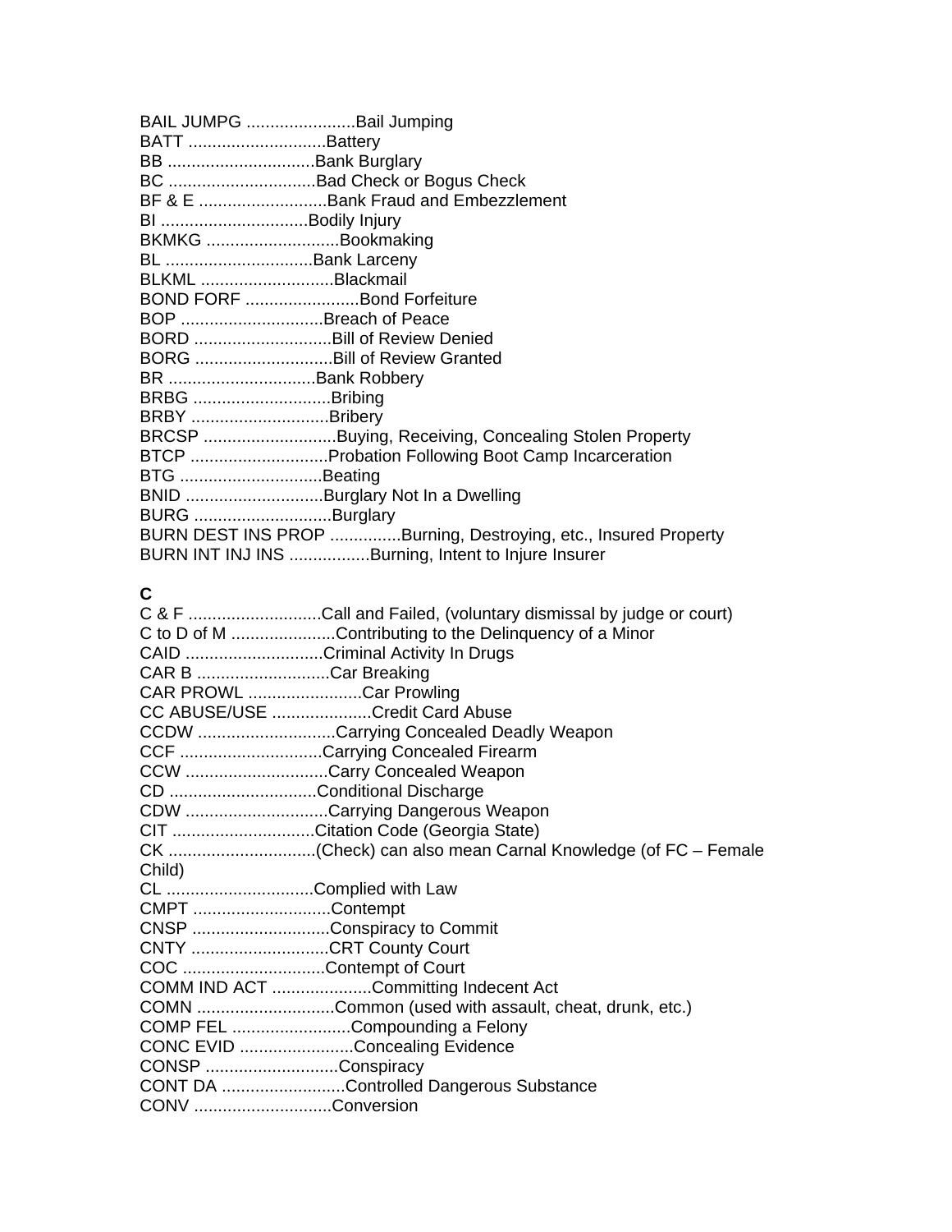BAIL JUMPG .......................Bail Jumping
BATT .............................Battery
BB ...............................Bank Burglary
BC ...............................Bad Check or Bogus Check
BF & E ...........................Bank Fraud and Embezzlement
BI ...............................Bodily Injury
BKMKG ............................Bookmaking
BL ...............................Bank Larceny
BLKML ............................Blackmail
BOND FORF ........................Bond Forfeiture
BOP ..............................Breach of Peace
BORD .............................Bill of Review Denied
BORG .............................Bill of Review Granted
BR ...............................Bank Robbery
BRBG .............................Bribing
BRBY .............................Bribery
BRCSP ............................Buying, Receiving, Concealing Stolen Property
BTCP .............................Probation Following Boot Camp Incarceration
BTG ..............................Beating
BNID .............................Burglary Not In a Dwelling
BURG .............................Burglary
BURN DEST INS PROP ...............Burning, Destroying, etc., Insured Property
BURN INT INJ INS .................Burning, Intent to Injure Insurer

**C**

C & F ............................Call and Failed, (voluntary dismissal by judge or court)
C to D of M ......................Contributing to the Delinquency of a Minor
CAID .............................Criminal Activity In Drugs
CAR B ............................Car Breaking
CAR PROWL ........................Car Prowling
CC ABUSE/USE .....................Credit Card Abuse
CCDW .............................Carrying Concealed Deadly Weapon
CCF ..............................Carrying Concealed Firearm
CCW ..............................Carry Concealed Weapon
CD ...............................Conditional Discharge
CDW ..............................Carrying Dangerous Weapon
CIT ..............................Citation Code (Georgia State)
CK ...............................(Check) can also mean Carnal Knowledge (of FC – Female Child)
CL ...............................Complied with Law
CMPT .............................Contempt
CNSP .............................Conspiracy to Commit
CNTY .............................CRT County Court
COC ..............................Contempt of Court
COMM IND ACT .....................Committing Indecent Act
COMN .............................Common (used with assault, cheat, drunk, etc.)
COMP FEL .........................Compounding a Felony
CONC EVID ........................Concealing Evidence
CONSP ............................Conspiracy
CONT DA ..........................Controlled Dangerous Substance
CONV .............................Conversion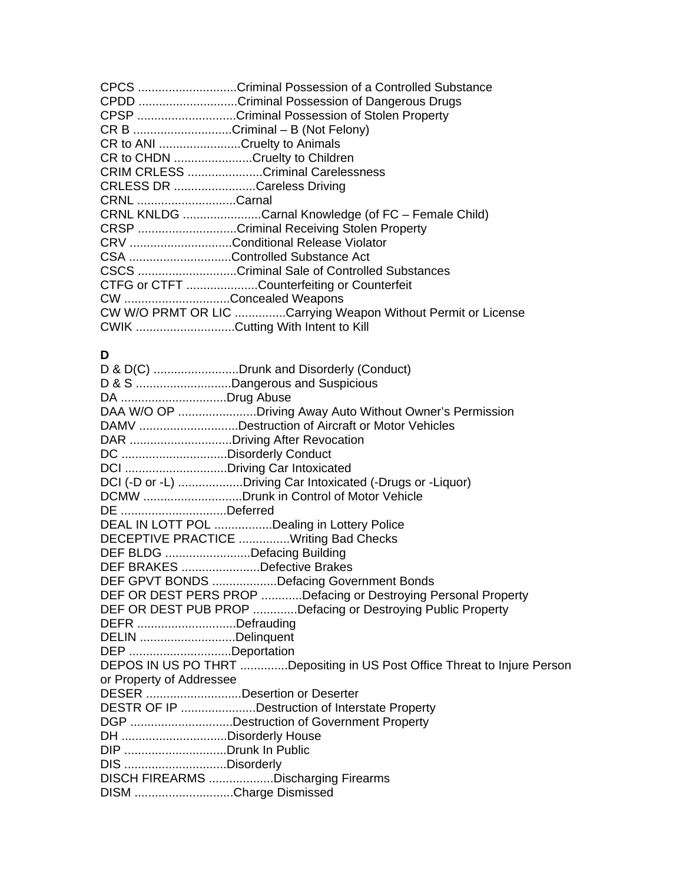CPCS .............................Criminal Possession of a Controlled Substance
CPDD .............................Criminal Possession of Dangerous Drugs
CPSP .............................Criminal Possession of Stolen Property
CR B .............................Criminal – B (Not Felony)
CR to ANI ........................Cruelty to Animals
CR to CHDN .......................Cruelty to Children
CRIM CRLESS ......................Criminal Carelessness
CRLESS DR ........................Careless Driving
CRNL .............................Carnal
CRNL KNLDG .......................Carnal Knowledge (of FC – Female Child)
CRSP .............................Criminal Receiving Stolen Property
CRV ..............................Conditional Release Violator
CSA ..............................Controlled Substance Act
CSCS .............................Criminal Sale of Controlled Substances
CTFG or CTFT .....................Counterfeiting or Counterfeit
CW ...............................Concealed Weapons
CW W/O PRMT OR LIC ...............Carrying Weapon Without Permit or License
CWIK .............................Cutting With Intent to Kill

**D**

D & D(C) .........................Drunk and Disorderly (Conduct)
D & S ............................Dangerous and Suspicious
DA ...............................Drug Abuse
DAA W/O OP .......................Driving Away Auto Without Owner's Permission
DAMV .............................Destruction of Aircraft or Motor Vehicles
DAR ..............................Driving After Revocation
DC ...............................Disorderly Conduct
DCI ..............................Driving Car Intoxicated
DCI (-D or -L) ...................Driving Car Intoxicated (-Drugs or -Liquor)
DCMW .............................Drunk in Control of Motor Vehicle
DE ...............................Deferred
DEAL IN LOTT POL .................Dealing in Lottery Police
DECEPTIVE PRACTICE ...............Writing Bad Checks
DEF BLDG .........................Defacing Building
DEF BRAKES .......................Defective Brakes
DEF GPVT BONDS ...................Defacing Government Bonds
DEF OR DEST PERS PROP ............Defacing or Destroying Personal Property
DEF OR DEST PUB PROP .............Defacing or Destroying Public Property
DEFR .............................Defrauding
DELIN ............................Delinquent
DEP ..............................Deportation
DEPOS IN US PO THRT ..............Depositing in US Post Office Threat to Injure Person or Property of Addressee
DESER ............................Desertion or Deserter
DESTR OF IP ......................Destruction of Interstate Property
DGP ..............................Destruction of Government Property
DH ...............................Disorderly House
DIP ..............................Drunk In Public
DIS ..............................Disorderly
DISCH FIREARMS ...................Discharging Firearms
DISM .............................Charge Dismissed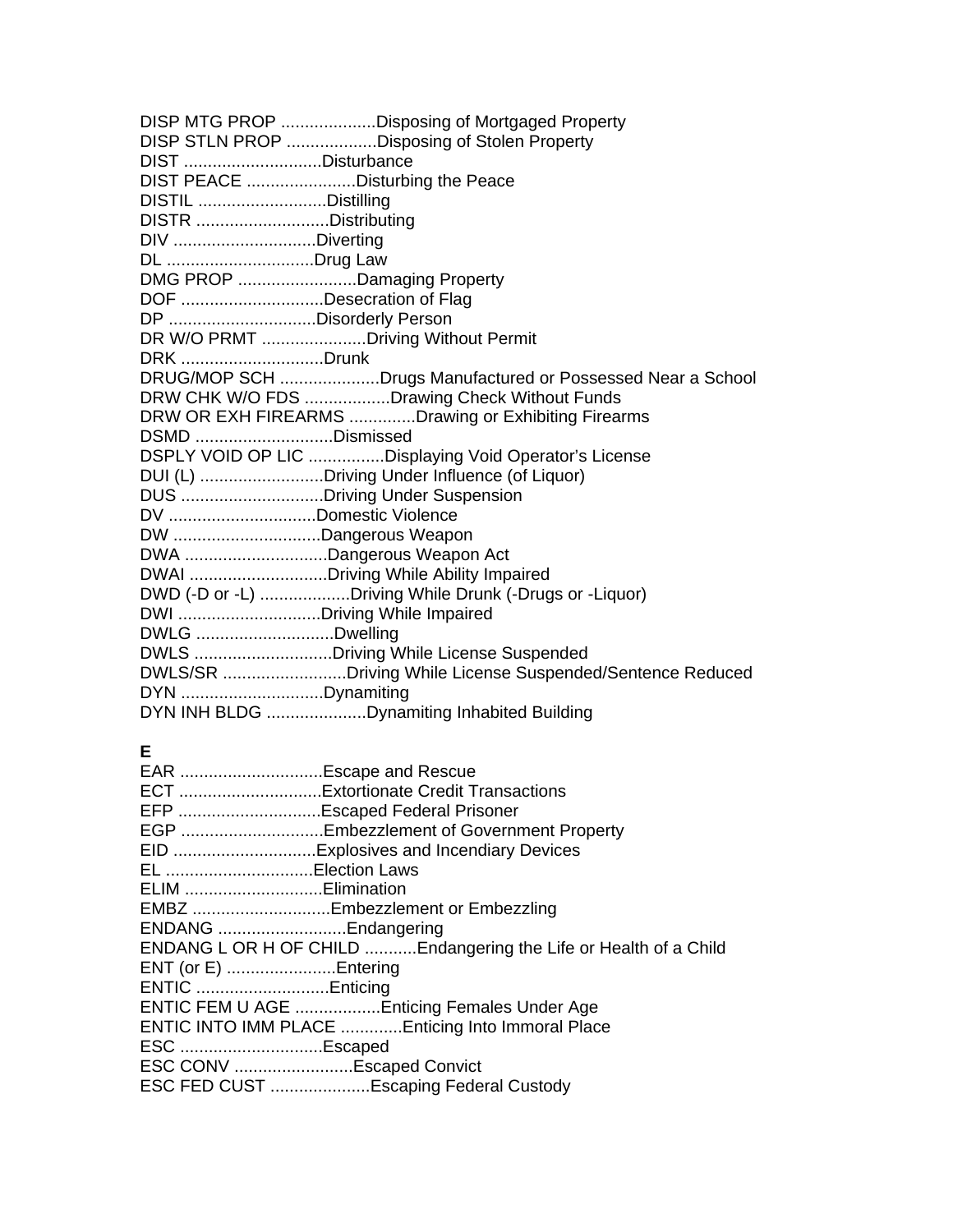DISP MTG PROP ....................Disposing of Mortgaged Property
DISP STLN PROP ...................Disposing of Stolen Property
DIST .............................Disturbance
DIST PEACE .......................Disturbing the Peace
DISTIL ...........................Distilling
DISTR ............................Distributing
DIV ..............................Diverting
DL ...............................Drug Law
DMG PROP .........................Damaging Property
DOF ..............................Desecration of Flag
DP ...............................Disorderly Person
DR W/O PRMT ......................Driving Without Permit
DRK ..............................Drunk
DRUG/MOP SCH .....................Drugs Manufactured or Possessed Near a School
DRW CHK W/O FDS ..................Drawing Check Without Funds
DRW OR EXH FIREARMS ..............Drawing or Exhibiting Firearms
DSMD .............................Dismissed
DSPLY VOID OP LIC ................Displaying Void Operator's License
DUI (L) ..........................Driving Under Influence (of Liquor)
DUS ..............................Driving Under Suspension
DV ...............................Domestic Violence
DW ...............................Dangerous Weapon
DWA ..............................Dangerous Weapon Act
DWAI .............................Driving While Ability Impaired
DWD (-D or -L) ...................Driving While Drunk (-Drugs or -Liquor)
DWI ..............................Driving While Impaired
DWLG .............................Dwelling
DWLS .............................Driving While License Suspended
DWLS/SR ..........................Driving While License Suspended/Sentence Reduced
DYN ..............................Dynamiting
DYN INH BLDG .....................Dynamiting Inhabited Building

**E**

EAR ..............................Escape and Rescue
ECT ..............................Extortionate Credit Transactions
EFP ..............................Escaped Federal Prisoner
EGP ..............................Embezzlement of Government Property
EID ..............................Explosives and Incendiary Devices
EL ...............................Election Laws
ELIM .............................Elimination
EMBZ .............................Embezzlement or Embezzling
ENDANG ...........................Endangering
ENDANG L OR H OF CHILD ...........Endangering the Life or Health of a Child
ENT (or E) .......................Entering
ENTIC ............................Enticing
ENTIC FEM U AGE ..................Enticing Females Under Age
ENTIC INTO IMM PLACE .............Enticing Into Immoral Place
ESC ..............................Escaped
ESC CONV .........................Escaped Convict
ESC FED CUST .....................Escaping Federal Custody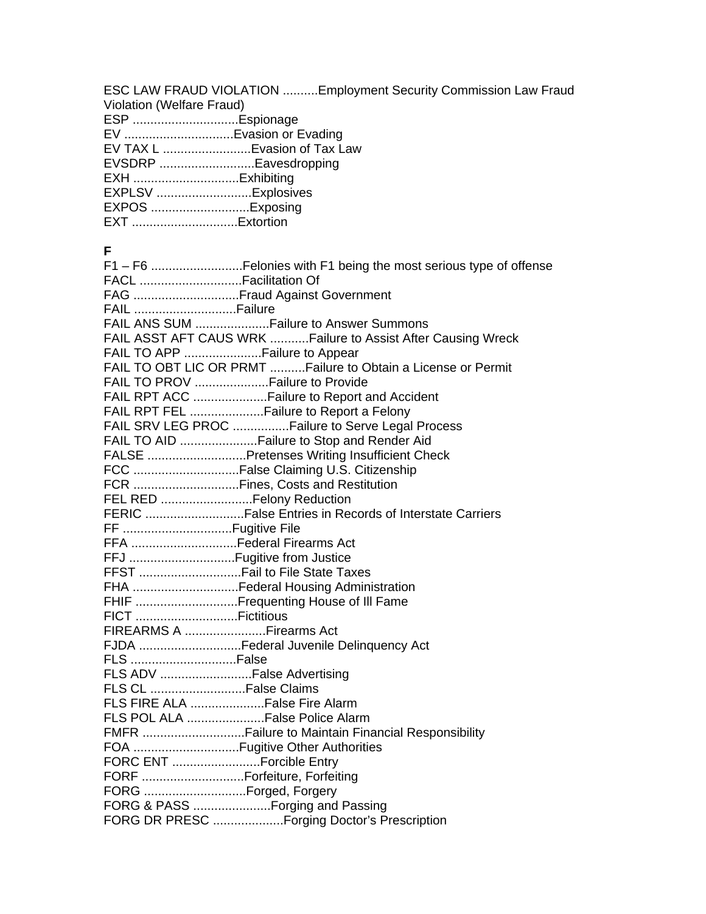ESC LAW FRAUD VIOLATION ..........Employment Security Commission Law Fraud Violation (Welfare Fraud)
ESP ..............................Espionage
EV ...............................Evasion or Evading
EV TAX L .........................Evasion of Tax Law
EVSDRP ...........................Eavesdropping
EXH ..............................Exhibiting
EXPLSV ...........................Explosives
EXPOS ............................Exposing
EXT ..............................Extortion

**F**

F1 – F6 ..........................Felonies with F1 being the most serious type of offense
FACL .............................Facilitation Of
FAG ..............................Fraud Against Government
FAIL .............................Failure
FAIL ANS SUM .....................Failure to Answer Summons
FAIL ASST AFT CAUS WRK ...........Failure to Assist After Causing Wreck
FAIL TO APP ......................Failure to Appear
FAIL TO OBT LIC OR PRMT ..........Failure to Obtain a License or Permit
FAIL TO PROV .....................Failure to Provide
FAIL RPT ACC .....................Failure to Report and Accident
FAIL RPT FEL .....................Failure to Report a Felony
FAIL SRV LEG PROC ................Failure to Serve Legal Process
FAIL TO AID ......................Failure to Stop and Render Aid
FALSE ............................Pretenses Writing Insufficient Check
FCC ..............................False Claiming U.S. Citizenship
FCR ..............................Fines, Costs and Restitution
FEL RED ..........................Felony Reduction
FERIC ............................False Entries in Records of Interstate Carriers
FF ...............................Fugitive File
FFA ..............................Federal Firearms Act
FFJ ..............................Fugitive from Justice
FFST .............................Fail to File State Taxes
FHA ..............................Federal Housing Administration
FHIF .............................Frequenting House of Ill Fame
FICT .............................Fictitious
FIREARMS A .......................Firearms Act
FJDA .............................Federal Juvenile Delinquency Act
FLS ..............................False
FLS ADV ..........................False Advertising
FLS CL ...........................False Claims
FLS FIRE ALA .....................False Fire Alarm
FLS POL ALA ......................False Police Alarm
FMFR .............................Failure to Maintain Financial Responsibility
FOA ..............................Fugitive Other Authorities
FORC ENT .........................Forcible Entry
FORF .............................Forfeiture, Forfeiting
FORG .............................Forged, Forgery
FORG & PASS ......................Forging and Passing
FORG DR PRESC ....................Forging Doctor's Prescription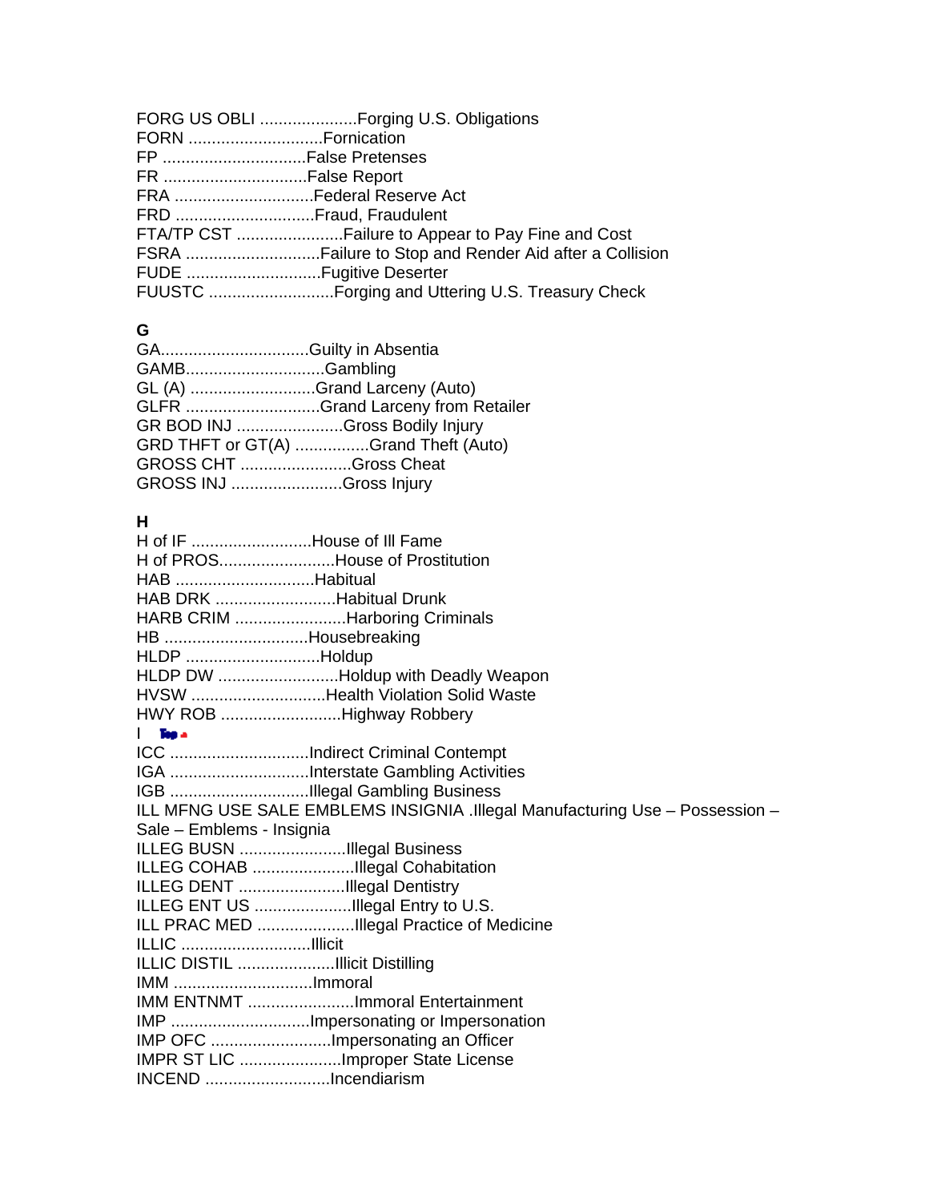FORG US OBLI .....................Forging U.S. Obligations
FORN .............................Fornication
FP ...............................False Pretenses
FR ...............................False Report
FRA ..............................Federal Reserve Act
FRD ..............................Fraud, Fraudulent
FTA/TP CST .......................Failure to Appear to Pay Fine and Cost
FSRA .............................Failure to Stop and Render Aid after a Collision
FUDE .............................Fugitive Deserter
FUUSTC ...........................Forging and Uttering U.S. Treasury Check

**G**

GA................................Guilty in Absentia
GAMB..............................Gambling
GL (A) ...........................Grand Larceny (Auto)
GLFR .............................Grand Larceny from Retailer
GR BOD INJ .......................Gross Bodily Injury
GRD THFT or GT(A) ................Grand Theft (Auto)
GROSS CHT ........................Gross Cheat
GROSS INJ ........................Gross Injury

**H**

H of IF ..........................House of Ill Fame
H of PROS.........................House of Prostitution
HAB ..............................Habitual
HAB DRK ..........................Habitual Drunk
HARB CRIM ........................Harboring Criminals
HB ...............................Housebreaking
HLDP .............................Holdup
HLDP DW ..........................Holdup with Deadly Weapon
HVSW .............................Health Violation Solid Waste
HWY ROB ..........................Highway Robbery

**I** Top

ICC ..............................Indirect Criminal Contempt
IGA ..............................Interstate Gambling Activities
IGB ..............................Illegal Gambling Business
ILL MFNG USE SALE EMBLEMS INSIGNIA .Illegal Manufacturing Use – Possession – Sale – Emblems - Insignia
ILLEG BUSN .......................Illegal Business
ILLEG COHAB ......................Illegal Cohabitation
ILLEG DENT .......................Illegal Dentistry
ILLEG ENT US .....................Illegal Entry to U.S.
ILL PRAC MED .....................Illegal Practice of Medicine
ILLIC ............................Illicit
ILLIC DISTIL .....................Illicit Distilling
IMM ..............................Immoral
IMM ENTNMT .......................Immoral Entertainment
IMP ..............................Impersonating or Impersonation
IMP OFC ..........................Impersonating an Officer
IMPR ST LIC ......................Improper State License
INCEND ...........................Incendiarism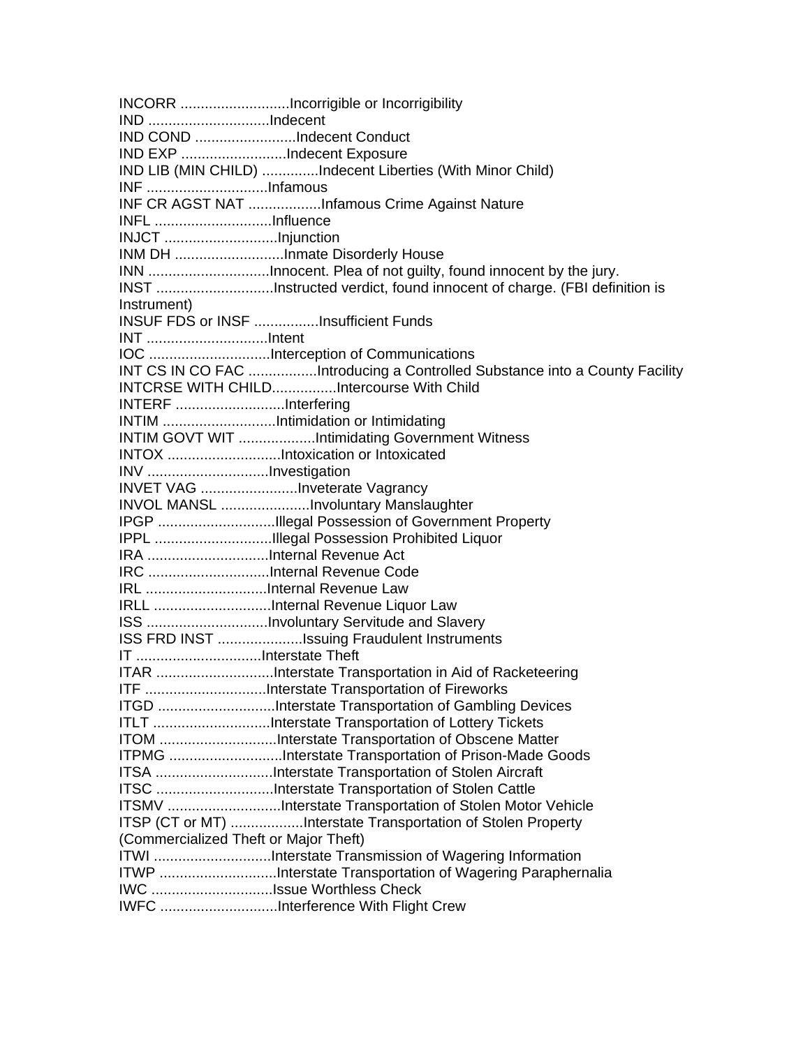INCORR ...........................Incorrigible or Incorrigibility
IND ..............................Indecent
IND COND .........................Indecent Conduct
IND EXP ..........................Indecent Exposure
IND LIB (MIN CHILD) ..............Indecent Liberties (With Minor Child)
INF ..............................Infamous
INF CR AGST NAT ..................Infamous Crime Against Nature
INFL .............................Influence
INJCT ............................Injunction
INM DH ...........................Inmate Disorderly House
INN ..............................Innocent. Plea of not guilty, found innocent by the jury.
INST .............................Instructed verdict, found innocent of charge. (FBI definition is Instrument)
INSUF FDS or INSF ................Insufficient Funds
INT ..............................Intent
IOC ..............................Interception of Communications
INT CS IN CO FAC .................Introducing a Controlled Substance into a County Facility
INTCRSE WITH CHILD................Intercourse With Child
INTERF ...........................Interfering
INTIM ............................Intimidation or Intimidating
INTIM GOVT WIT ...................Intimidating Government Witness
INTOX ............................Intoxication or Intoxicated
INV ..............................Investigation
INVET VAG ........................Inveterate Vagrancy
INVOL MANSL ......................Involuntary Manslaughter
IPGP .............................Illegal Possession of Government Property
IPPL .............................Illegal Possession Prohibited Liquor
IRA ..............................Internal Revenue Act
IRC ..............................Internal Revenue Code
IRL ..............................Internal Revenue Law
IRLL .............................Internal Revenue Liquor Law
ISS ..............................Involuntary Servitude and Slavery
ISS FRD INST .....................Issuing Fraudulent Instruments
IT ...............................Interstate Theft
ITAR .............................Interstate Transportation in Aid of Racketeering
ITF ..............................Interstate Transportation of Fireworks
ITGD .............................Interstate Transportation of Gambling Devices
ITLT .............................Interstate Transportation of Lottery Tickets
ITOM .............................Interstate Transportation of Obscene Matter
ITPMG ............................Interstate Transportation of Prison-Made Goods
ITSA .............................Interstate Transportation of Stolen Aircraft
ITSC .............................Interstate Transportation of Stolen Cattle
ITSMV ............................Interstate Transportation of Stolen Motor Vehicle
ITSP (CT or MT) ..................Interstate Transportation of Stolen Property (Commercialized Theft or Major Theft)
ITWI .............................Interstate Transmission of Wagering Information
ITWP .............................Interstate Transportation of Wagering Paraphernalia
IWC ..............................Issue Worthless Check
IWFC .............................Interference With Flight Crew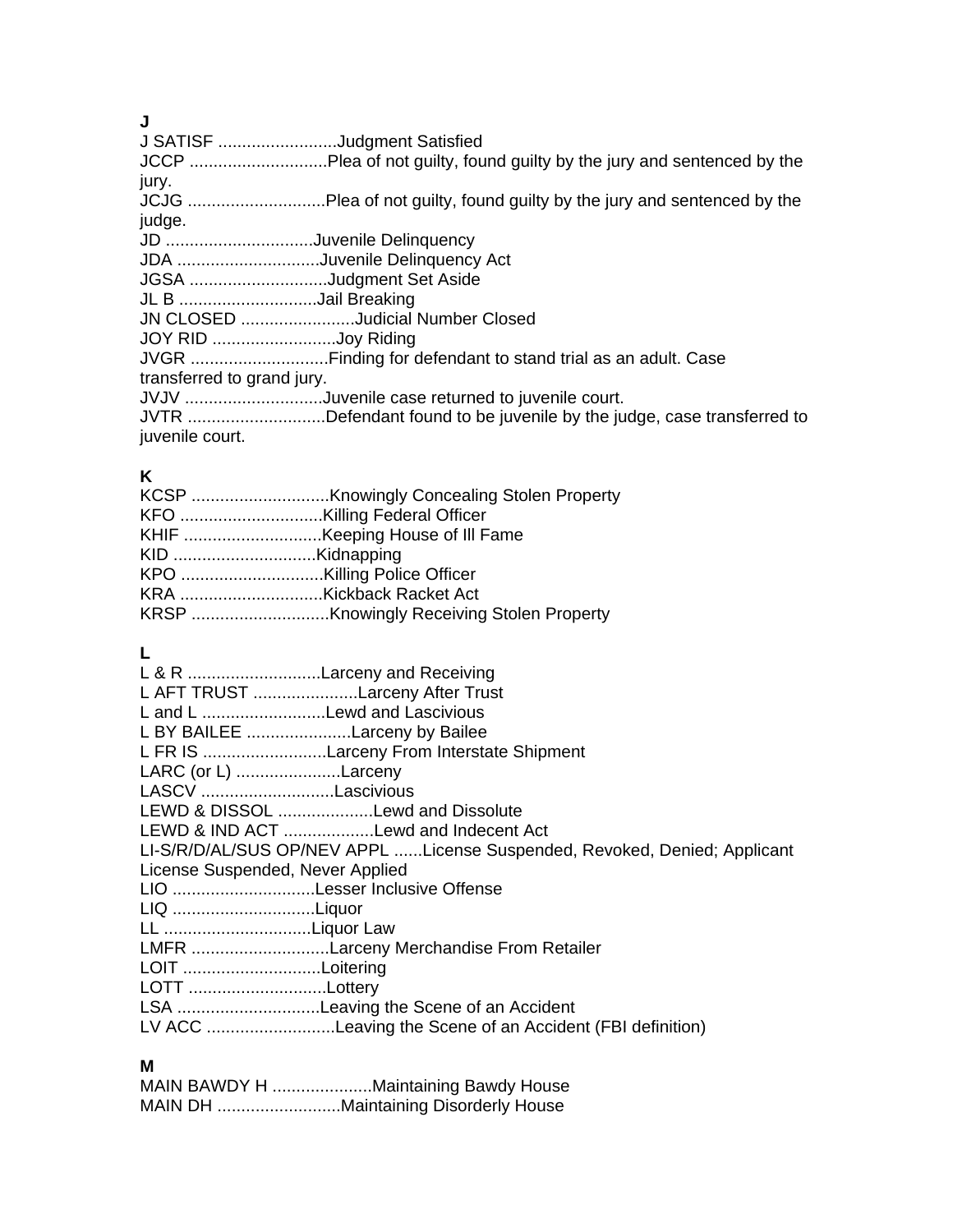**J**

J SATISF .........................Judgment Satisfied
JCCP .............................Plea of not guilty, found guilty by the jury and sentenced by the jury.
JCJG .............................Plea of not guilty, found guilty by the jury and sentenced by the judge.
JD ...............................Juvenile Delinquency
JDA ..............................Juvenile Delinquency Act
JGSA .............................Judgment Set Aside
JL B .............................Jail Breaking
JN CLOSED ........................Judicial Number Closed
JOY RID ..........................Joy Riding
JVGR .............................Finding for defendant to stand trial as an adult. Case transferred to grand jury.
JVJV .............................Juvenile case returned to juvenile court.
JVTR .............................Defendant found to be juvenile by the judge, case transferred to juvenile court.

**K**

KCSP .............................Knowingly Concealing Stolen Property
KFO ..............................Killing Federal Officer
KHIF .............................Keeping House of Ill Fame
KID ..............................Kidnapping
KPO ..............................Killing Police Officer
KRA ..............................Kickback Racket Act
KRSP .............................Knowingly Receiving Stolen Property

**L**

L & R ............................Larceny and Receiving
L AFT TRUST ......................Larceny After Trust
L and L ..........................Lewd and Lascivious
L BY BAILEE ......................Larceny by Bailee
L FR IS ..........................Larceny From Interstate Shipment
LARC (or L) ......................Larceny
LASCV ............................Lascivious
LEWD & DISSOL ....................Lewd and Dissolute
LEWD & IND ACT ...................Lewd and Indecent Act
LI-S/R/D/AL/SUS OP/NEV APPL ......License Suspended, Revoked, Denied; Applicant License Suspended, Never Applied
LIO ..............................Lesser Inclusive Offense
LIQ ..............................Liquor
LL ...............................Liquor Law
LMFR .............................Larceny Merchandise From Retailer
LOIT .............................Loitering
LOTT .............................Lottery
LSA ..............................Leaving the Scene of an Accident
LV ACC ...........................Leaving the Scene of an Accident (FBI definition)

**M**

MAIN BAWDY H .....................Maintaining Bawdy House
MAIN DH ..........................Maintaining Disorderly House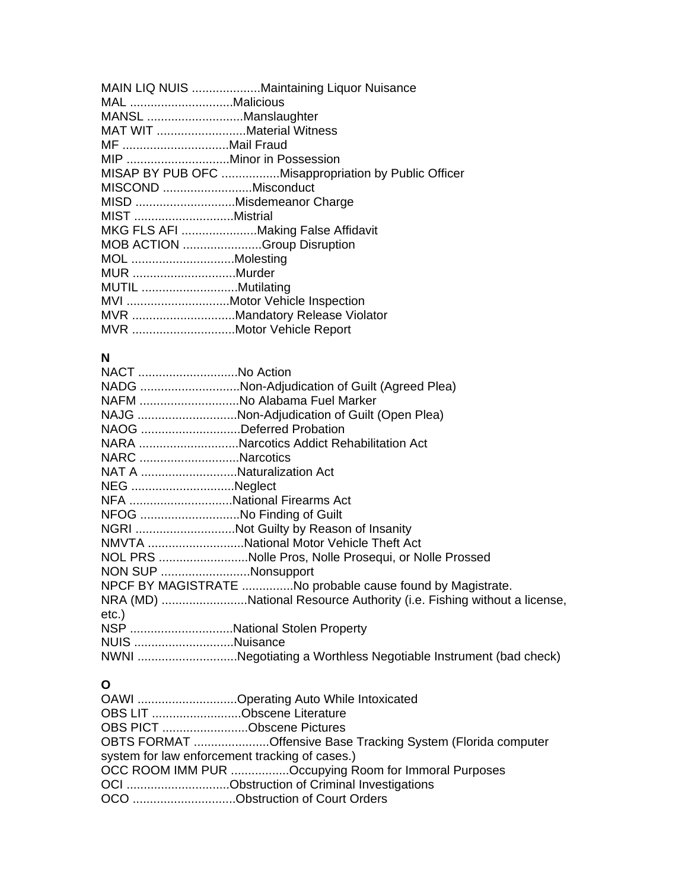MAIN LIQ NUIS ....................Maintaining Liquor Nuisance
MAL ..............................Malicious
MANSL ............................Manslaughter
MAT WIT ..........................Material Witness
MF ...............................Mail Fraud
MIP ..............................Minor in Possession
MISAP BY PUB OFC .................Misappropriation by Public Officer
MISCOND ..........................Misconduct
MISD .............................Misdemeanor Charge
MIST .............................Mistrial
MKG FLS AFI ......................Making False Affidavit
MOB ACTION .......................Group Disruption
MOL ..............................Molesting
MUR ..............................Murder
MUTIL ............................Mutilating
MVI ..............................Motor Vehicle Inspection
MVR ..............................Mandatory Release Violator
MVR ..............................Motor Vehicle Report

**N**

NACT .............................No Action
NADG .............................Non-Adjudication of Guilt (Agreed Plea)
NAFM .............................No Alabama Fuel Marker
NAJG .............................Non-Adjudication of Guilt (Open Plea)
NAOG .............................Deferred Probation
NARA .............................Narcotics Addict Rehabilitation Act
NARC .............................Narcotics
NAT A ............................Naturalization Act
NEG ..............................Neglect
NFA ..............................National Firearms Act
NFOG .............................No Finding of Guilt
NGRI .............................Not Guilty by Reason of Insanity
NMVTA ............................National Motor Vehicle Theft Act
NOL PRS ..........................Nolle Pros, Nolle Prosequi, or Nolle Prossed
NON SUP ..........................Nonsupport
NPCF BY MAGISTRATE ...............No probable cause found by Magistrate.
NRA (MD) .........................National Resource Authority (i.e. Fishing without a license, etc.)
NSP ..............................National Stolen Property
NUIS .............................Nuisance
NWNI .............................Negotiating a Worthless Negotiable Instrument (bad check)

**O**

OAWI .............................Operating Auto While Intoxicated
OBS LIT ..........................Obscene Literature
OBS PICT .........................Obscene Pictures
OBTS FORMAT ......................Offensive Base Tracking System (Florida computer system for law enforcement tracking of cases.)
OCC ROOM IMM PUR .................Occupying Room for Immoral Purposes
OCI ..............................Obstruction of Criminal Investigations
OCO ..............................Obstruction of Court Orders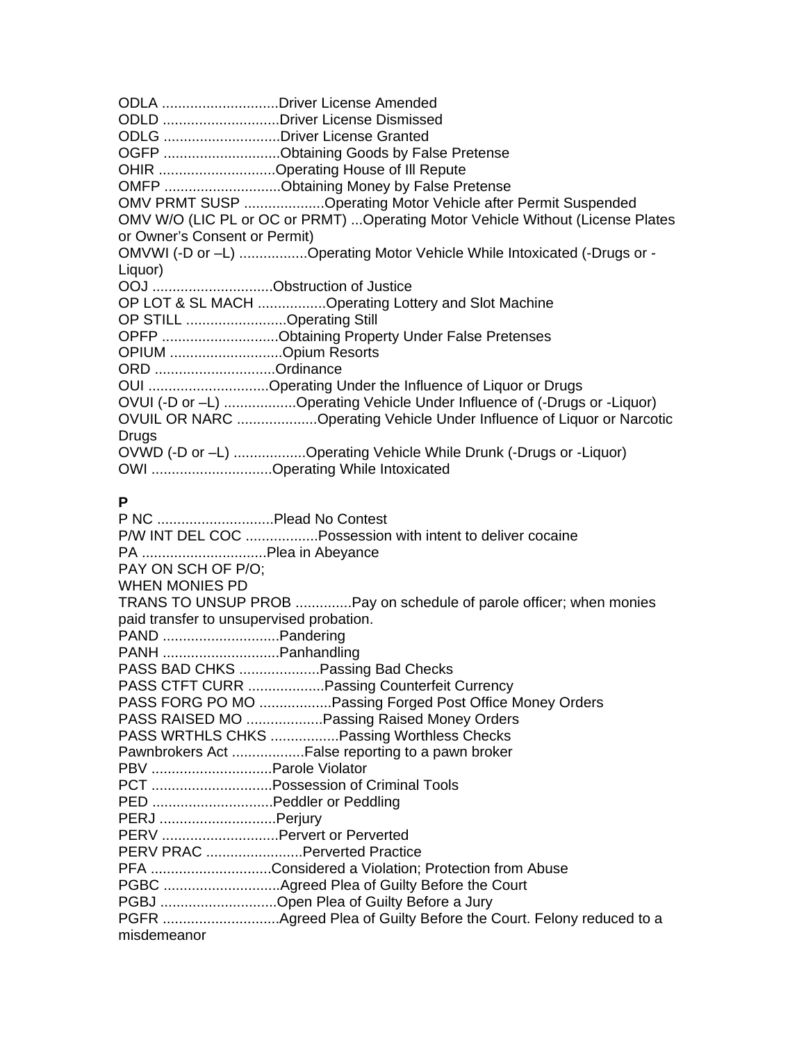ODLA .............................Driver License Amended
ODLD .............................Driver License Dismissed
ODLG .............................Driver License Granted
OGFP .............................Obtaining Goods by False Pretense
OHIR .............................Operating House of Ill Repute
OMFP .............................Obtaining Money by False Pretense
OMV PRMT SUSP ....................Operating Motor Vehicle after Permit Suspended
OMV W/O (LIC PL or OC or PRMT) ...Operating Motor Vehicle Without (License Plates or Owner's Consent or Permit)
OMVWI (-D or –L) .................Operating Motor Vehicle While Intoxicated (-Drugs or -Liquor)
OOJ ..............................Obstruction of Justice
OP LOT & SL MACH .................Operating Lottery and Slot Machine
OP STILL .........................Operating Still
OPFP .............................Obtaining Property Under False Pretenses
OPIUM ............................Opium Resorts
ORD ..............................Ordinance
OUI ..............................Operating Under the Influence of Liquor or Drugs
OVUI (-D or –L) ..................Operating Vehicle Under Influence of (-Drugs or -Liquor)
OVUIL OR NARC ....................Operating Vehicle Under Influence of Liquor or Narcotic Drugs
OVWD (-D or –L) ..................Operating Vehicle While Drunk (-Drugs or -Liquor)
OWI ..............................Operating While Intoxicated

**P**

P NC .............................Plead No Contest
P/W INT DEL COC ..................Possession with intent to deliver cocaine
PA ...............................Plea in Abeyance
PAY ON SCH OF P/O;
WHEN MONIES PD
TRANS TO UNSUP PROB ..............Pay on schedule of parole officer; when monies paid transfer to unsupervised probation.
PAND .............................Pandering
PANH .............................Panhandling
PASS BAD CHKS ....................Passing Bad Checks
PASS CTFT CURR ...................Passing Counterfeit Currency
PASS FORG PO MO ..................Passing Forged Post Office Money Orders
PASS RAISED MO ...................Passing Raised Money Orders
PASS WRTHLS CHKS .................Passing Worthless Checks
Pawnbrokers Act ..................False reporting to a pawn broker
PBV ..............................Parole Violator
PCT ..............................Possession of Criminal Tools
PED ..............................Peddler or Peddling
PERJ .............................Perjury
PERV .............................Pervert or Perverted
PERV PRAC ........................Perverted Practice
PFA ..............................Considered a Violation; Protection from Abuse
PGBC .............................Agreed Plea of Guilty Before the Court
PGBJ .............................Open Plea of Guilty Before a Jury
PGFR .............................Agreed Plea of Guilty Before the Court. Felony reduced to a misdemeanor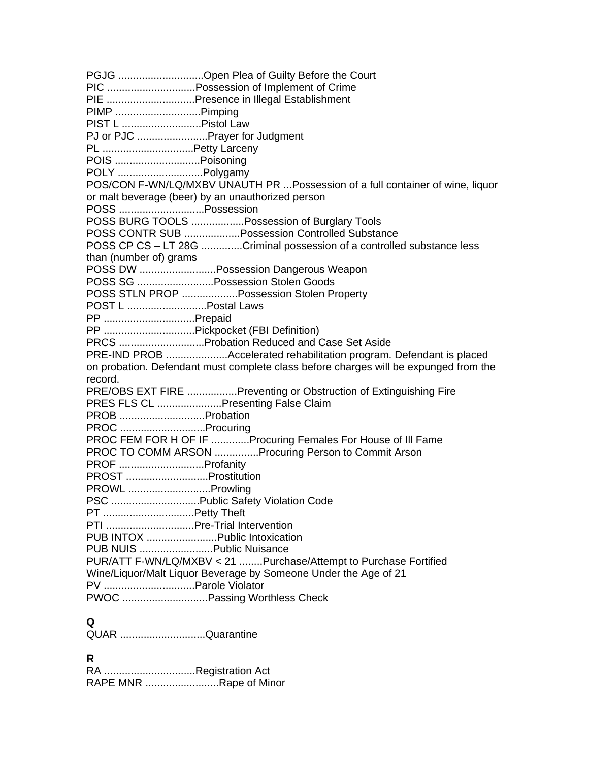PGJG .............................Open Plea of Guilty Before the Court
PIC ..............................Possession of Implement of Crime
PIE ..............................Presence in Illegal Establishment
PIMP .............................Pimping
PIST L ...........................Pistol Law
PJ or PJC ........................Prayer for Judgment
PL ...............................Petty Larceny
POIS .............................Poisoning
POLY .............................Polygamy
POS/CON F-WN/LQ/MXBV UNAUTH PR ...Possession of a full container of wine, liquor or malt beverage (beer) by an unauthorized person
POSS .............................Possession
POSS BURG TOOLS ..................Possession of Burglary Tools
POSS CONTR SUB ...................Possession Controlled Substance
POSS CP CS – LT 28G ..............Criminal possession of a controlled substance less than (number of) grams
POSS DW ..........................Possession Dangerous Weapon
POSS SG ..........................Possession Stolen Goods
POSS STLN PROP ...................Possession Stolen Property
POST L ...........................Postal Laws
PP ...............................Prepaid
PP ...............................Pickpocket (FBI Definition)
PRCS .............................Probation Reduced and Case Set Aside
PRE-IND PROB .....................Accelerated rehabilitation program. Defendant is placed on probation. Defendant must complete class before charges will be expunged from the record.
PRE/OBS EXT FIRE .................Preventing or Obstruction of Extinguishing Fire
PRES FLS CL ......................Presenting False Claim
PROB .............................Probation
PROC .............................Procuring
PROC FEM FOR H OF IF .............Procuring Females For House of Ill Fame
PROC TO COMM ARSON ...............Procuring Person to Commit Arson
PROF .............................Profanity
PROST ............................Prostitution
PROWL ............................Prowling
PSC ..............................Public Safety Violation Code
PT ...............................Petty Theft
PTI ..............................Pre-Trial Intervention
PUB INTOX ........................Public Intoxication
PUB NUIS .........................Public Nuisance
PUR/ATT F-WN/LQ/MXBV < 21 ........Purchase/Attempt to Purchase Fortified Wine/Liquor/Malt Liquor Beverage by Someone Under the Age of 21
PV ...............................Parole Violator
PWOC .............................Passing Worthless Check

**Q**

QUAR .............................Quarantine

**R**

RA ...............................Registration Act
RAPE MNR .........................Rape of Minor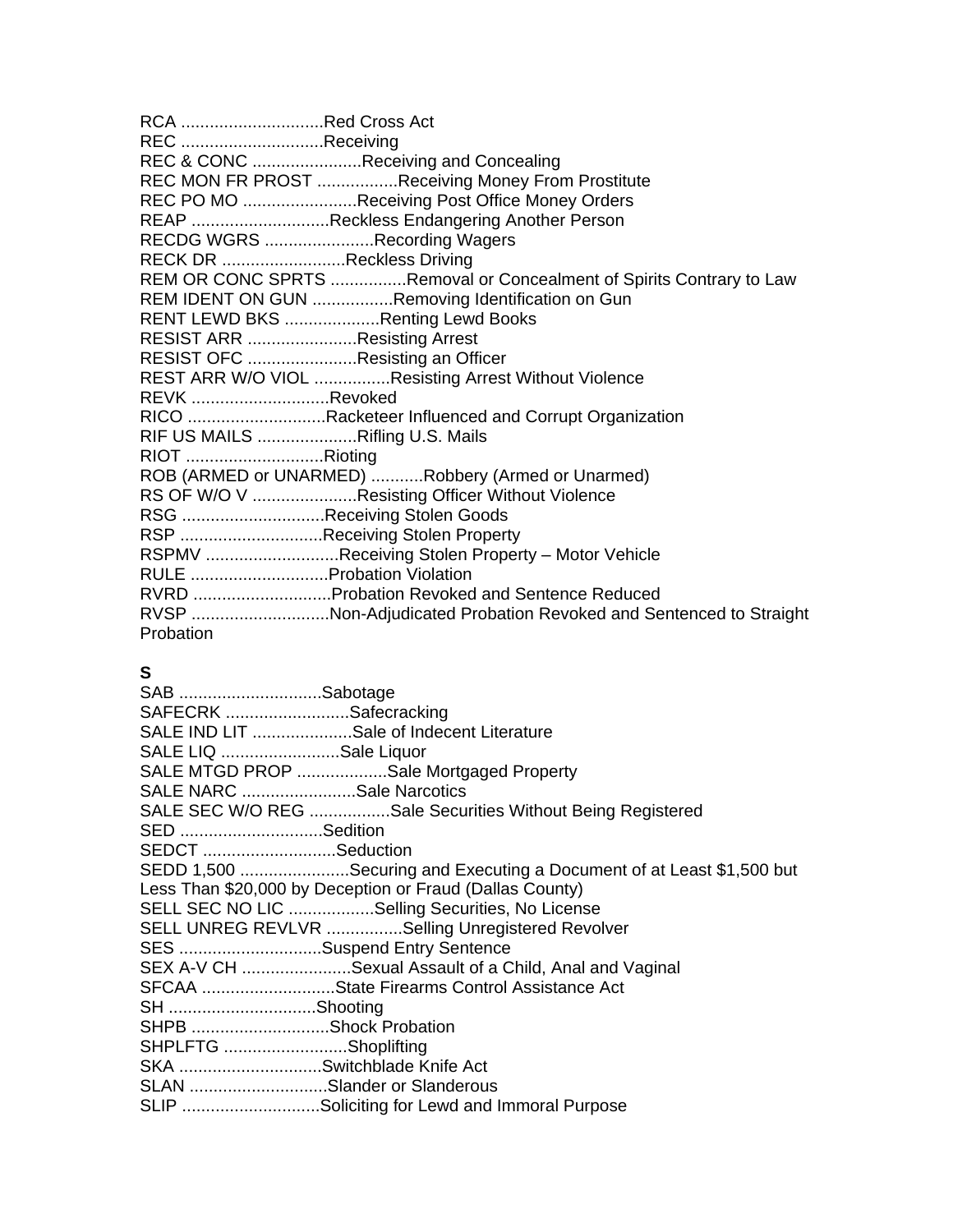RCA ..............................Red Cross Act
REC ..............................Receiving
REC & CONC .......................Receiving and Concealing
REC MON FR PROST .................Receiving Money From Prostitute
REC PO MO ........................Receiving Post Office Money Orders
REAP .............................Reckless Endangering Another Person
RECDG WGRS .......................Recording Wagers
RECK DR ..........................Reckless Driving
REM OR CONC SPRTS ................Removal or Concealment of Spirits Contrary to Law
REM IDENT ON GUN .................Removing Identification on Gun
RENT LEWD BKS ....................Renting Lewd Books
RESIST ARR .......................Resisting Arrest
RESIST OFC .......................Resisting an Officer
REST ARR W/O VIOL ................Resisting Arrest Without Violence
REVK .............................Revoked
RICO .............................Racketeer Influenced and Corrupt Organization
RIF US MAILS .....................Rifling U.S. Mails
RIOT .............................Rioting
ROB (ARMED or UNARMED) ...........Robbery (Armed or Unarmed)
RS OF W/O V ......................Resisting Officer Without Violence
RSG ..............................Receiving Stolen Goods
RSP ..............................Receiving Stolen Property
RSPMV ............................Receiving Stolen Property – Motor Vehicle
RULE .............................Probation Violation
RVRD .............................Probation Revoked and Sentence Reduced
RVSP .............................Non-Adjudicated Probation Revoked and Sentenced to Straight Probation

**S**

SAB ..............................Sabotage
SAFECRK ..........................Safecracking
SALE IND LIT .....................Sale of Indecent Literature
SALE LIQ .........................Sale Liquor
SALE MTGD PROP ...................Sale Mortgaged Property
SALE NARC ........................Sale Narcotics
SALE SEC W/O REG .................Sale Securities Without Being Registered
SED ..............................Sedition
SEDCT ............................Seduction
SEDD 1,500 .......................Securing and Executing a Document of at Least $1,500 but Less Than $20,000 by Deception or Fraud (Dallas County)
SELL SEC NO LIC ..................Selling Securities, No License
SELL UNREG REVLVR ................Selling Unregistered Revolver
SES ..............................Suspend Entry Sentence
SEX A-V CH .......................Sexual Assault of a Child, Anal and Vaginal
SFCAA ............................State Firearms Control Assistance Act
SH ...............................Shooting
SHPB .............................Shock Probation
SHPLFTG ..........................Shoplifting
SKA ..............................Switchblade Knife Act
SLAN .............................Slander or Slanderous
SLIP .............................Soliciting for Lewd and Immoral Purpose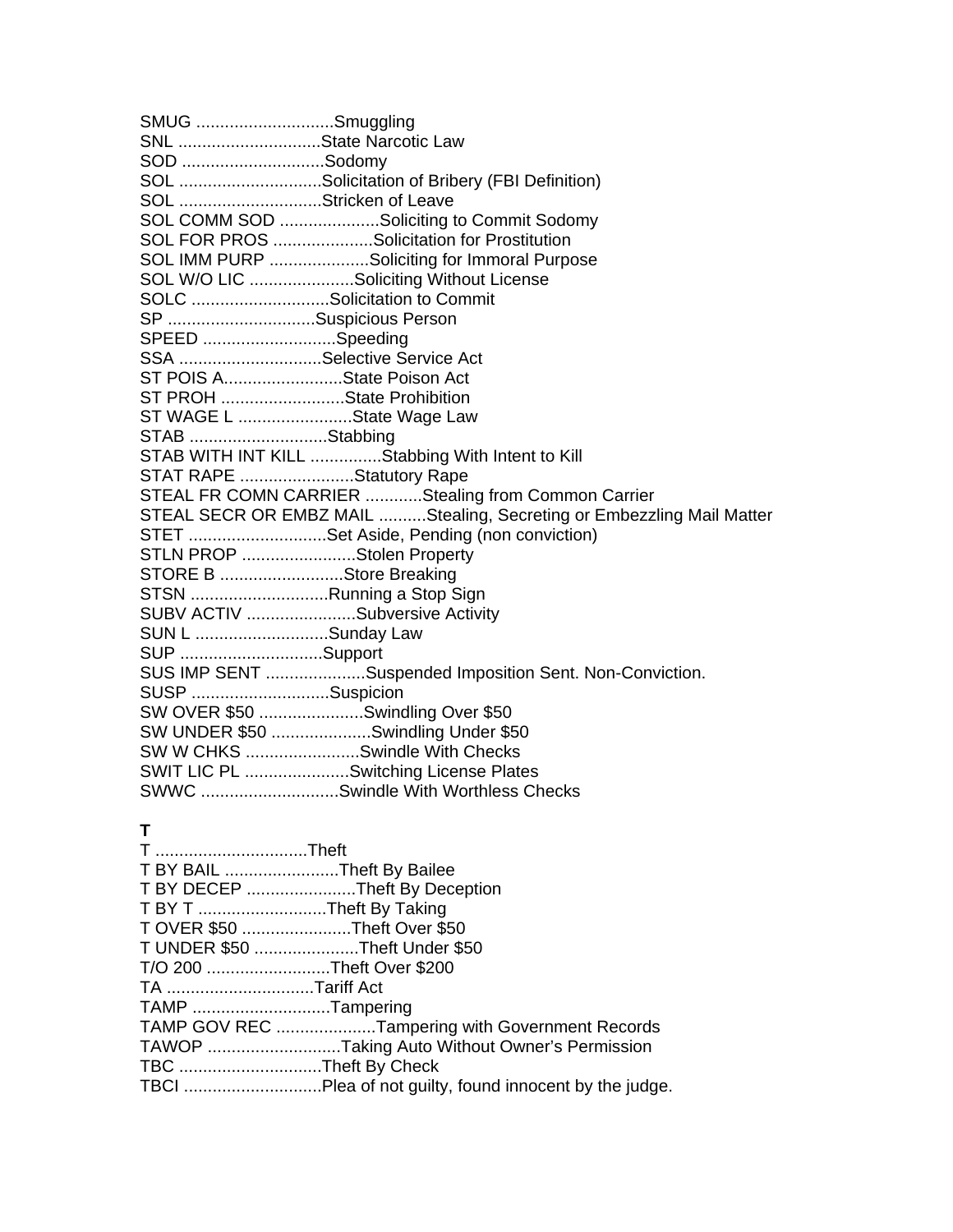SMUG .............................Smuggling
SNL ..............................State Narcotic Law
SOD ..............................Sodomy
SOL ..............................Solicitation of Bribery (FBI Definition)
SOL ..............................Stricken of Leave
SOL COMM SOD .....................Soliciting to Commit Sodomy
SOL FOR PROS .....................Solicitation for Prostitution
SOL IMM PURP .....................Soliciting for Immoral Purpose
SOL W/O LIC ......................Soliciting Without License
SOLC .............................Solicitation to Commit
SP ...............................Suspicious Person
SPEED ............................Speeding
SSA ..............................Selective Service Act
ST POIS A.........................State Poison Act
ST PROH ..........................State Prohibition
ST WAGE L ........................State Wage Law
STAB .............................Stabbing
STAB WITH INT KILL ...............Stabbing With Intent to Kill
STAT RAPE ........................Statutory Rape
STEAL FR COMN CARRIER ............Stealing from Common Carrier
STEAL SECR OR EMBZ MAIL ..........Stealing, Secreting or Embezzling Mail Matter
STET .............................Set Aside, Pending (non conviction)
STLN PROP ........................Stolen Property
STORE B ..........................Store Breaking
STSN .............................Running a Stop Sign
SUBV ACTIV .......................Subversive Activity
SUN L ............................Sunday Law
SUP ..............................Support
SUS IMP SENT .....................Suspended Imposition Sent. Non-Conviction.
SUSP .............................Suspicion
SW OVER $50 ......................Swindling Over $50
SW UNDER $50 .....................Swindling Under $50
SW W CHKS ........................Swindle With Checks
SWIT LIC PL ......................Switching License Plates
SWWC .............................Swindle With Worthless Checks

**T**

T ................................Theft
T BY BAIL ........................Theft By Bailee
T BY DECEP .......................Theft By Deception
T BY T ...........................Theft By Taking
T OVER $50 .......................Theft Over $50
T UNDER $50 ......................Theft Under $50
T/O 200 ..........................Theft Over $200
TA ...............................Tariff Act
TAMP .............................Tampering
TAMP GOV REC .....................Tampering with Government Records
TAWOP ............................Taking Auto Without Owner's Permission
TBC ..............................Theft By Check
TBCI .............................Plea of not guilty, found innocent by the judge.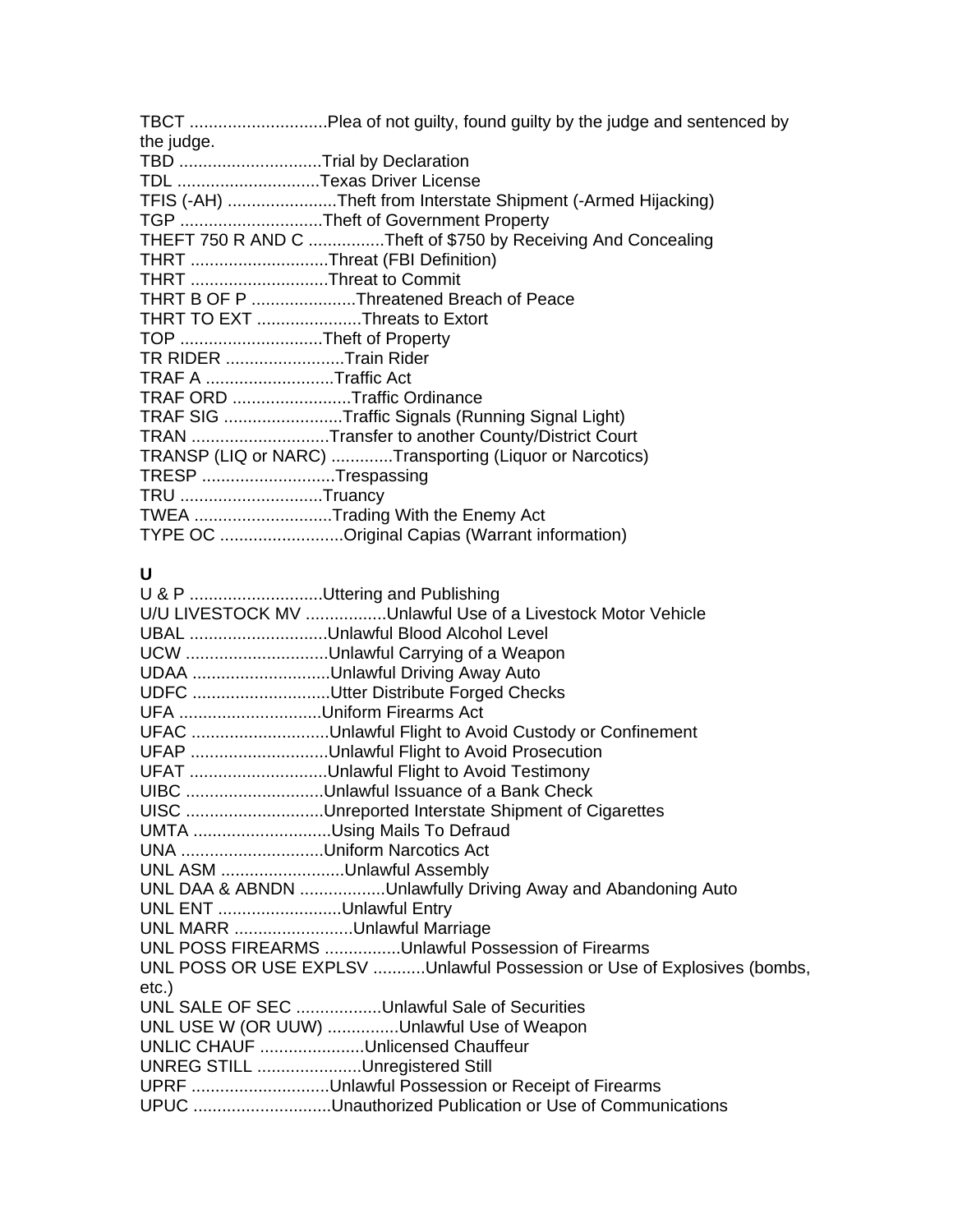TBCT .............................Plea of not guilty, found guilty by the judge and sentenced by the judge.
TBD ..............................Trial by Declaration
TDL ..............................Texas Driver License
TFIS (-AH) .......................Theft from Interstate Shipment (-Armed Hijacking)
TGP ..............................Theft of Government Property
THEFT 750 R AND C ................Theft of $750 by Receiving And Concealing
THRT .............................Threat (FBI Definition)
THRT .............................Threat to Commit
THRT B OF P ......................Threatened Breach of Peace
THRT TO EXT ......................Threats to Extort
TOP ..............................Theft of Property
TR RIDER .........................Train Rider
TRAF A ...........................Traffic Act
TRAF ORD .........................Traffic Ordinance
TRAF SIG .........................Traffic Signals (Running Signal Light)
TRAN .............................Transfer to another County/District Court
TRANSP (LIQ or NARC) .............Transporting (Liquor or Narcotics)
TRESP ............................Trespassing
TRU ..............................Truancy
TWEA .............................Trading With the Enemy Act
TYPE OC ..........................Original Capias (Warrant information)

**U**

U & P ............................Uttering and Publishing
U/U LIVESTOCK MV .................Unlawful Use of a Livestock Motor Vehicle
UBAL .............................Unlawful Blood Alcohol Level
UCW ..............................Unlawful Carrying of a Weapon
UDAA .............................Unlawful Driving Away Auto
UDFC .............................Utter Distribute Forged Checks
UFA ..............................Uniform Firearms Act
UFAC .............................Unlawful Flight to Avoid Custody or Confinement
UFAP .............................Unlawful Flight to Avoid Prosecution
UFAT .............................Unlawful Flight to Avoid Testimony
UIBC .............................Unlawful Issuance of a Bank Check
UISC .............................Unreported Interstate Shipment of Cigarettes
UMTA .............................Using Mails To Defraud
UNA ..............................Uniform Narcotics Act
UNL ASM ..........................Unlawful Assembly
UNL DAA & ABNDN ..................Unlawfully Driving Away and Abandoning Auto
UNL ENT ..........................Unlawful Entry
UNL MARR .........................Unlawful Marriage
UNL POSS FIREARMS ................Unlawful Possession of Firearms
UNL POSS OR USE EXPLSV ...........Unlawful Possession or Use of Explosives (bombs, etc.)
UNL SALE OF SEC ..................Unlawful Sale of Securities
UNL USE W (OR UUW) ...............Unlawful Use of Weapon
UNLIC CHAUF ......................Unlicensed Chauffeur
UNREG STILL ......................Unregistered Still
UPRF .............................Unlawful Possession or Receipt of Firearms
UPUC .............................Unauthorized Publication or Use of Communications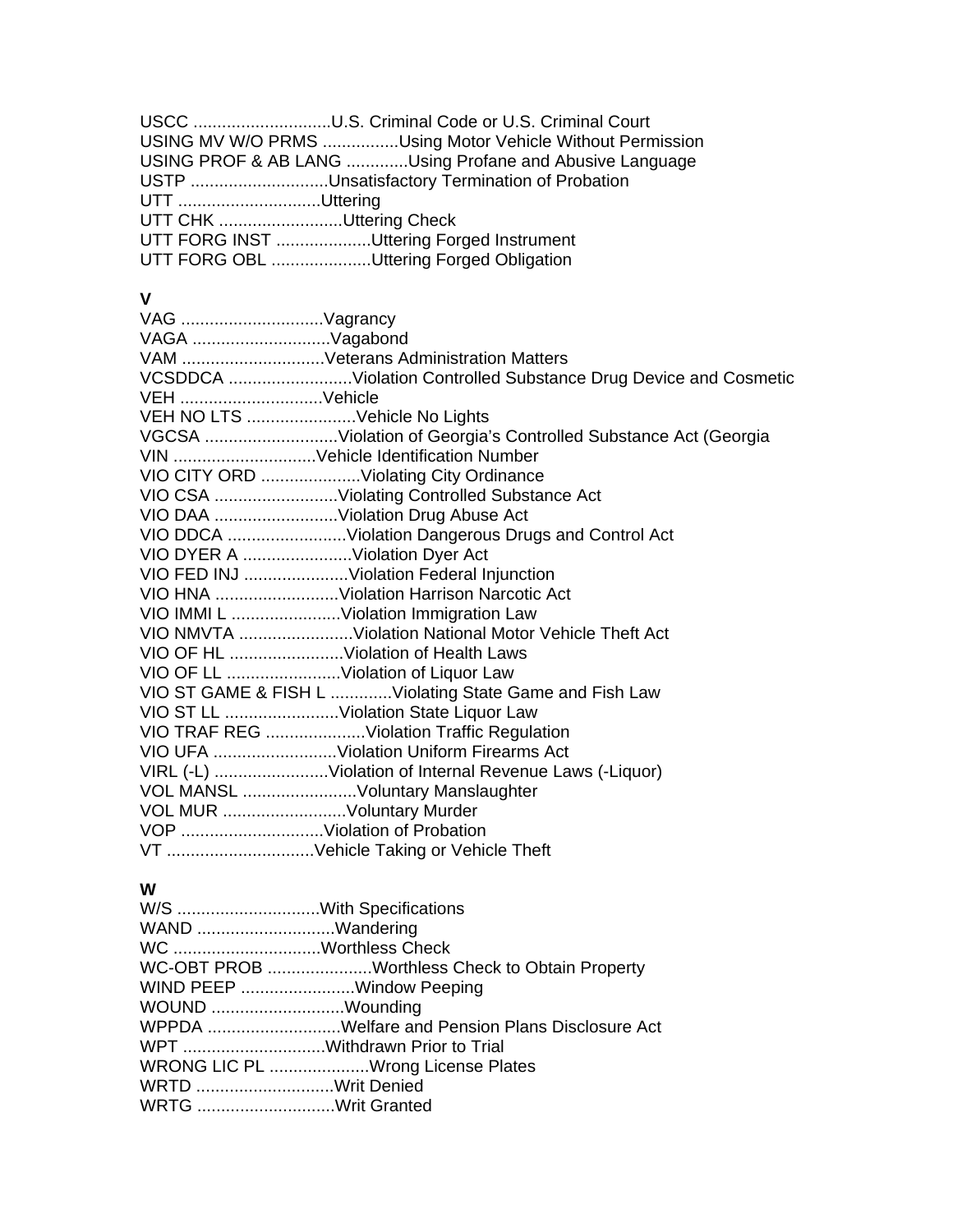USCC .............................U.S. Criminal Code or U.S. Criminal Court
USING MV W/O PRMS ................Using Motor Vehicle Without Permission
USING PROF & AB LANG .............Using Profane and Abusive Language
USTP .............................Unsatisfactory Termination of Probation
UTT ..............................Uttering
UTT CHK ..........................Uttering Check
UTT FORG INST ....................Uttering Forged Instrument
UTT FORG OBL .....................Uttering Forged Obligation

**V**

VAG ..............................Vagrancy
VAGA .............................Vagabond
VAM ..............................Veterans Administration Matters
VCSDDCA ..........................Violation Controlled Substance Drug Device and Cosmetic
VEH ..............................Vehicle
VEH NO LTS .......................Vehicle No Lights
VGCSA ............................Violation of Georgia's Controlled Substance Act (Georgia
VIN ..............................Vehicle Identification Number
VIO CITY ORD .....................Violating City Ordinance
VIO CSA ..........................Violating Controlled Substance Act
VIO DAA ..........................Violation Drug Abuse Act
VIO DDCA .........................Violation Dangerous Drugs and Control Act
VIO DYER A .......................Violation Dyer Act
VIO FED INJ ......................Violation Federal Injunction
VIO HNA ..........................Violation Harrison Narcotic Act
VIO IMMI L .......................Violation Immigration Law
VIO NMVTA ........................Violation National Motor Vehicle Theft Act
VIO OF HL ........................Violation of Health Laws
VIO OF LL ........................Violation of Liquor Law
VIO ST GAME & FISH L .............Violating State Game and Fish Law
VIO ST LL ........................Violation State Liquor Law
VIO TRAF REG .....................Violation Traffic Regulation
VIO UFA ..........................Violation Uniform Firearms Act
VIRL (-L) ........................Violation of Internal Revenue Laws (-Liquor)
VOL MANSL ........................Voluntary Manslaughter
VOL MUR ..........................Voluntary Murder
VOP ..............................Violation of Probation
VT ...............................Vehicle Taking or Vehicle Theft

**W**

W/S ..............................With Specifications
WAND .............................Wandering
WC ...............................Worthless Check
WC-OBT PROB ......................Worthless Check to Obtain Property
WIND PEEP ........................Window Peeping
WOUND ............................Wounding
WPPDA ............................Welfare and Pension Plans Disclosure Act
WPT ..............................Withdrawn Prior to Trial
WRONG LIC PL .....................Wrong License Plates
WRTD .............................Writ Denied
WRTG .............................Writ Granted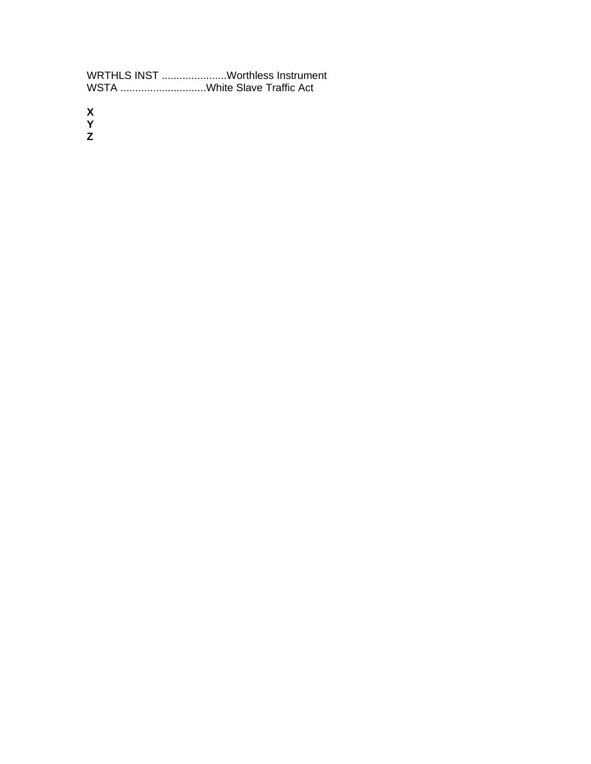WRTHLS INST ......................Worthless Instrument
WSTA .............................White Slave Traffic Act

**X**
**Y**
**Z**